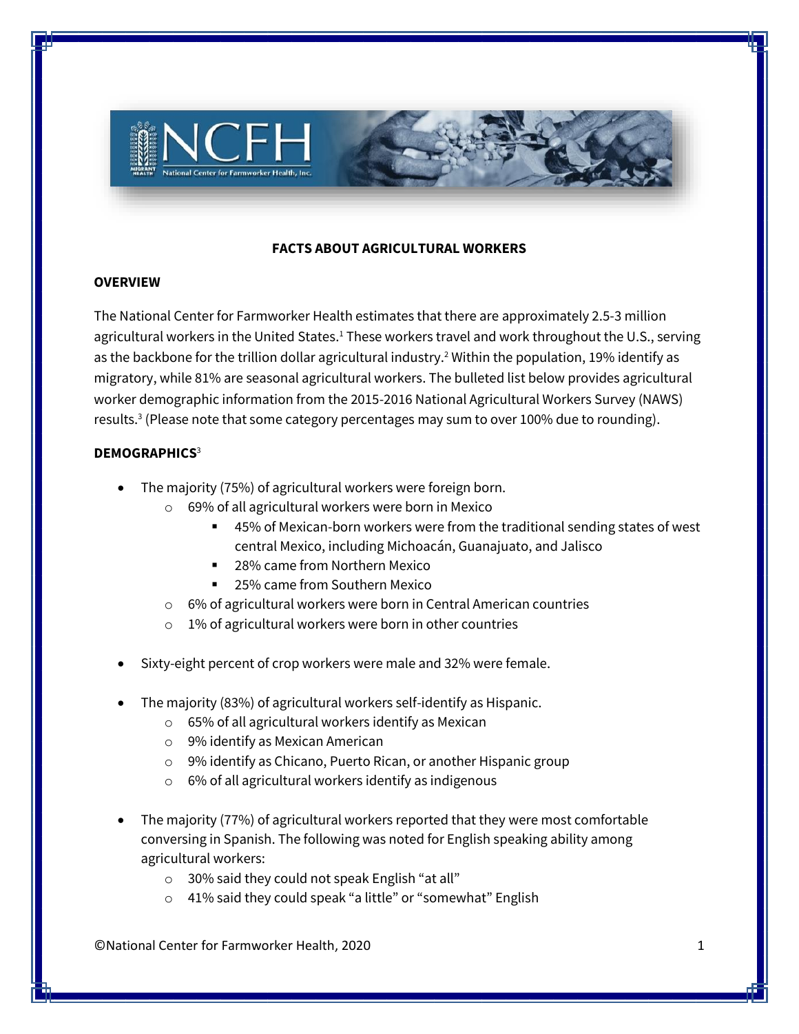# FACTS ABOUT AGRICULTURAL WORKERS

## OVERVIEW

The National Center for Farmworker Health estimates that there are approximately 2.5-3 million agricultural workers in the United States.[1] These workers travel and work throughout the U.S., serving as the backbone for the trillion dollar agricultural industry.[2] Within the population, 19% identify as migratory, while 81% are seasonal agricultural workers. The bulleted list below provides agricultural worker demographic information from the 2015-2016 National Agricultural Workers Survey (NAWS) results.[3] (Please note that some category percentages may sum to over 100% due to rounding).

## DEMOGRAPHICS[3]

- The majority (75%) of agricultural workers were foreign born.
  - 69% of all agricultural workers were born in Mexico
    - 45% of Mexican-born workers were from the traditional sending states of west central Mexico, including Michoacán, Guanajuato, and Jalisco
    - 28% came from Northern Mexico
    - 25% came from Southern Mexico
  - 6% of agricultural workers were born in Central American countries
  - 1% of agricultural workers were born in other countries

- Sixty-eight percent of crop workers were male and 32% were female.

- The majority (83%) of agricultural workers self-identify as Hispanic.
  - 65% of all agricultural workers identify as Mexican
  - 9% identify as Mexican American
  - 9% identify as Chicano, Puerto Rican, or another Hispanic group
  - 6% of all agricultural workers identify as indigenous

- The majority (77%) of agricultural workers reported that they were most comfortable conversing in Spanish. The following was noted for English speaking ability among agricultural workers:
  - 30% said they could not speak English "at all"
  - 41% said they could speak "a little" or "somewhat" English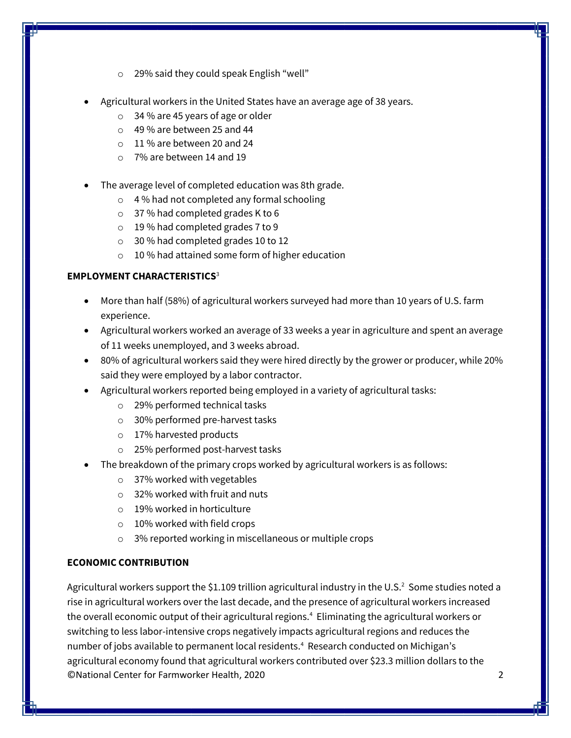- 29% said they could speak English "well"

- Agricultural workers in the United States have an average age of 38 years.
    - 34 % are 45 years of age or older
    - 49 % are between 25 and 44
    - 11 % are between 20 and 24
    - 7% are between 14 and 19

- The average level of completed education was 8th grade.
    - 4 % had not completed any formal schooling
    - 37 % had completed grades K to 6
    - 19 % had completed grades 7 to 9
    - 30 % had completed grades 10 to 12
    - 10 % had attained some form of higher education

**EMPLOYMENT CHARACTERISTICS**[3]

- More than half (58%) of agricultural workers surveyed had more than 10 years of U.S. farm experience.
- Agricultural workers worked an average of 33 weeks a year in agriculture and spent an average of 11 weeks unemployed, and 3 weeks abroad.
- 80% of agricultural workers said they were hired directly by the grower or producer, while 20% said they were employed by a labor contractor.
- Agricultural workers reported being employed in a variety of agricultural tasks:
    - 29% performed technical tasks
    - 30% performed pre-harvest tasks
    - 17% harvested products
    - 25% performed post-harvest tasks
- The breakdown of the primary crops worked by agricultural workers is as follows:
    - 37% worked with vegetables
    - 32% worked with fruit and nuts
    - 19% worked in horticulture
    - 10% worked with field crops
    - 3% reported working in miscellaneous or multiple crops

**ECONOMIC CONTRIBUTION**

Agricultural workers support the $1.109 trillion agricultural industry in the U.S.[2] Some studies noted a rise in agricultural workers over the last decade, and the presence of agricultural workers increased the overall economic output of their agricultural regions.[4] Eliminating the agricultural workers or switching to less labor-intensive crops negatively impacts agricultural regions and reduces the number of jobs available to permanent local residents.[4] Research conducted on Michigan's agricultural economy found that agricultural workers contributed over $23.3 million dollars to the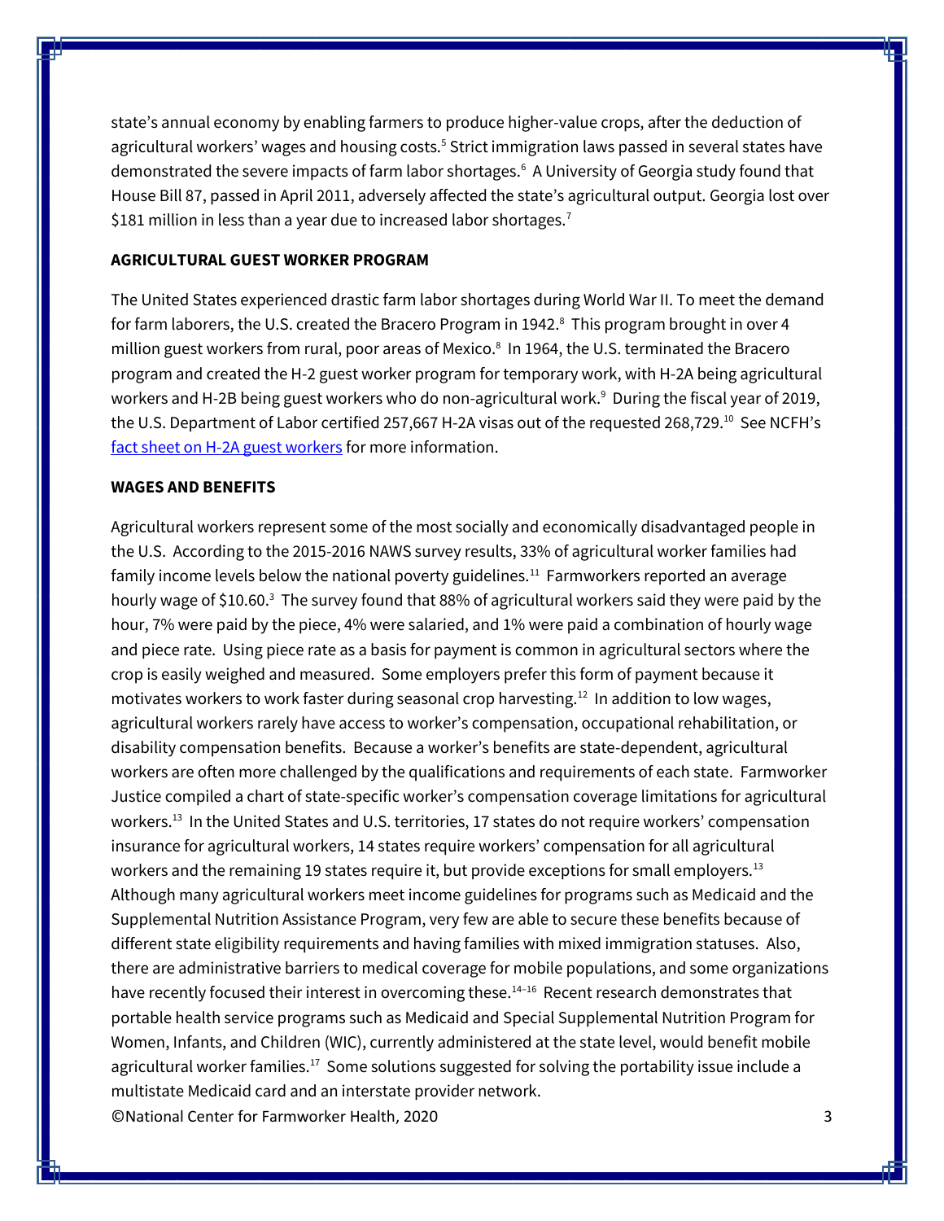state's annual economy by enabling farmers to produce higher-value crops, after the deduction of agricultural workers' wages and housing costs.[5] Strict immigration laws passed in several states have demonstrated the severe impacts of farm labor shortages.[6] A University of Georgia study found that House Bill 87, passed in April 2011, adversely affected the state's agricultural output. Georgia lost over $181 million in less than a year due to increased labor shortages.[7]

**AGRICULTURAL GUEST WORKER PROGRAM**

The United States experienced drastic farm labor shortages during World War II. To meet the demand for farm laborers, the U.S. created the Bracero Program in 1942.[8] This program brought in over 4 million guest workers from rural, poor areas of Mexico.[8] In 1964, the U.S. terminated the Bracero program and created the H-2 guest worker program for temporary work, with H-2A being agricultural workers and H-2B being guest workers who do non-agricultural work.[9] During the fiscal year of 2019, the U.S. Department of Labor certified 257,667 H-2A visas out of the requested 268,729.[10] See NCFH's [fact sheet on H-2A guest workers] for more information.

**WAGES AND BENEFITS**

Agricultural workers represent some of the most socially and economically disadvantaged people in the U.S. According to the 2015-2016 NAWS survey results, 33% of agricultural worker families had family income levels below the national poverty guidelines.[11] Farmworkers reported an average hourly wage of $10.60.[3] The survey found that 88% of agricultural workers said they were paid by the hour, 7% were paid by the piece, 4% were salaried, and 1% were paid a combination of hourly wage and piece rate. Using piece rate as a basis for payment is common in agricultural sectors where the crop is easily weighed and measured. Some employers prefer this form of payment because it motivates workers to work faster during seasonal crop harvesting.[12] In addition to low wages, agricultural workers rarely have access to worker's compensation, occupational rehabilitation, or disability compensation benefits. Because a worker's benefits are state-dependent, agricultural workers are often more challenged by the qualifications and requirements of each state. Farmworker Justice compiled a chart of state-specific worker's compensation coverage limitations for agricultural workers.[13] In the United States and U.S. territories, 17 states do not require workers' compensation insurance for agricultural workers, 14 states require workers' compensation for all agricultural workers and the remaining 19 states require it, but provide exceptions for small employers.[13] Although many agricultural workers meet income guidelines for programs such as Medicaid and the Supplemental Nutrition Assistance Program, very few are able to secure these benefits because of different state eligibility requirements and having families with mixed immigration statuses. Also, there are administrative barriers to medical coverage for mobile populations, and some organizations have recently focused their interest in overcoming these.[14–16] Recent research demonstrates that portable health service programs such as Medicaid and Special Supplemental Nutrition Program for Women, Infants, and Children (WIC), currently administered at the state level, would benefit mobile agricultural worker families.[17] Some solutions suggested for solving the portability issue include a multistate Medicaid card and an interstate provider network.

©National Center for Farmworker Health, 2020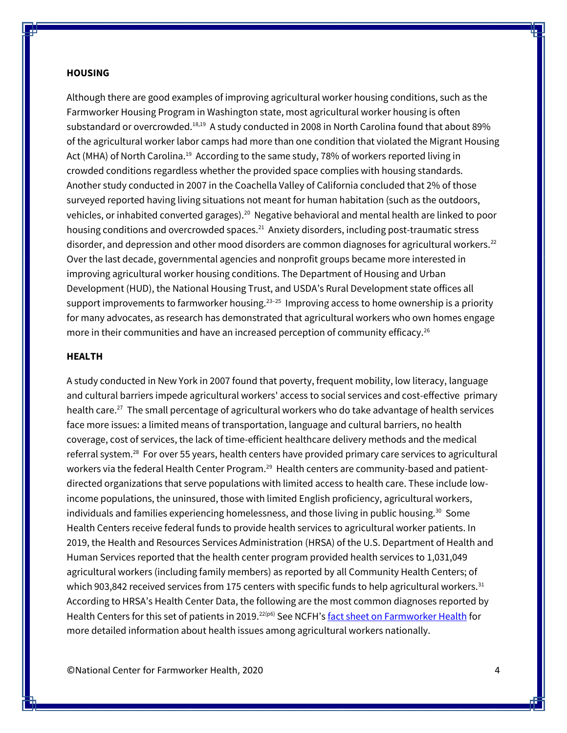## HOUSING

Although there are good examples of improving agricultural worker housing conditions, such as the Farmworker Housing Program in Washington state, most agricultural worker housing is often substandard or overcrowded.[18,19] A study conducted in 2008 in North Carolina found that about 89% of the agricultural worker labor camps had more than one condition that violated the Migrant Housing Act (MHA) of North Carolina.[19] According to the same study, 78% of workers reported living in crowded conditions regardless whether the provided space complies with housing standards. Another study conducted in 2007 in the Coachella Valley of California concluded that 2% of those surveyed reported having living situations not meant for human habitation (such as the outdoors, vehicles, or inhabited converted garages).[20] Negative behavioral and mental health are linked to poor housing conditions and overcrowded spaces.[21] Anxiety disorders, including post-traumatic stress disorder, and depression and other mood disorders are common diagnoses for agricultural workers.[22] Over the last decade, governmental agencies and nonprofit groups became more interested in improving agricultural worker housing conditions. The Department of Housing and Urban Development (HUD), the National Housing Trust, and USDA's Rural Development state offices all support improvements to farmworker housing.[23–25] Improving access to home ownership is a priority for many advocates, as research has demonstrated that agricultural workers who own homes engage more in their communities and have an increased perception of community efficacy.[26]

## HEALTH

A study conducted in New York in 2007 found that poverty, frequent mobility, low literacy, language and cultural barriers impede agricultural workers' access to social services and cost-effective primary health care.[27] The small percentage of agricultural workers who do take advantage of health services face more issues: a limited means of transportation, language and cultural barriers, no health coverage, cost of services, the lack of time-efficient healthcare delivery methods and the medical referral system.[28] For over 55 years, health centers have provided primary care services to agricultural workers via the federal Health Center Program.[29] Health centers are community-based and patient-directed organizations that serve populations with limited access to health care. These include low-income populations, the uninsured, those with limited English proficiency, agricultural workers, individuals and families experiencing homelessness, and those living in public housing.[30] Some Health Centers receive federal funds to provide health services to agricultural worker patients. In 2019, the Health and Resources Services Administration (HRSA) of the U.S. Department of Health and Human Services reported that the health center program provided health services to 1,031,049 agricultural workers (including family members) as reported by all Community Health Centers; of which 903,842 received services from 175 centers with specific funds to help agricultural workers.[31] According to HRSA's Health Center Data, the following are the most common diagnoses reported by Health Centers for this set of patients in 2019.[22(p6)] See NCFH's [fact sheet on Farmworker Health]() for more detailed information about health issues among agricultural workers nationally.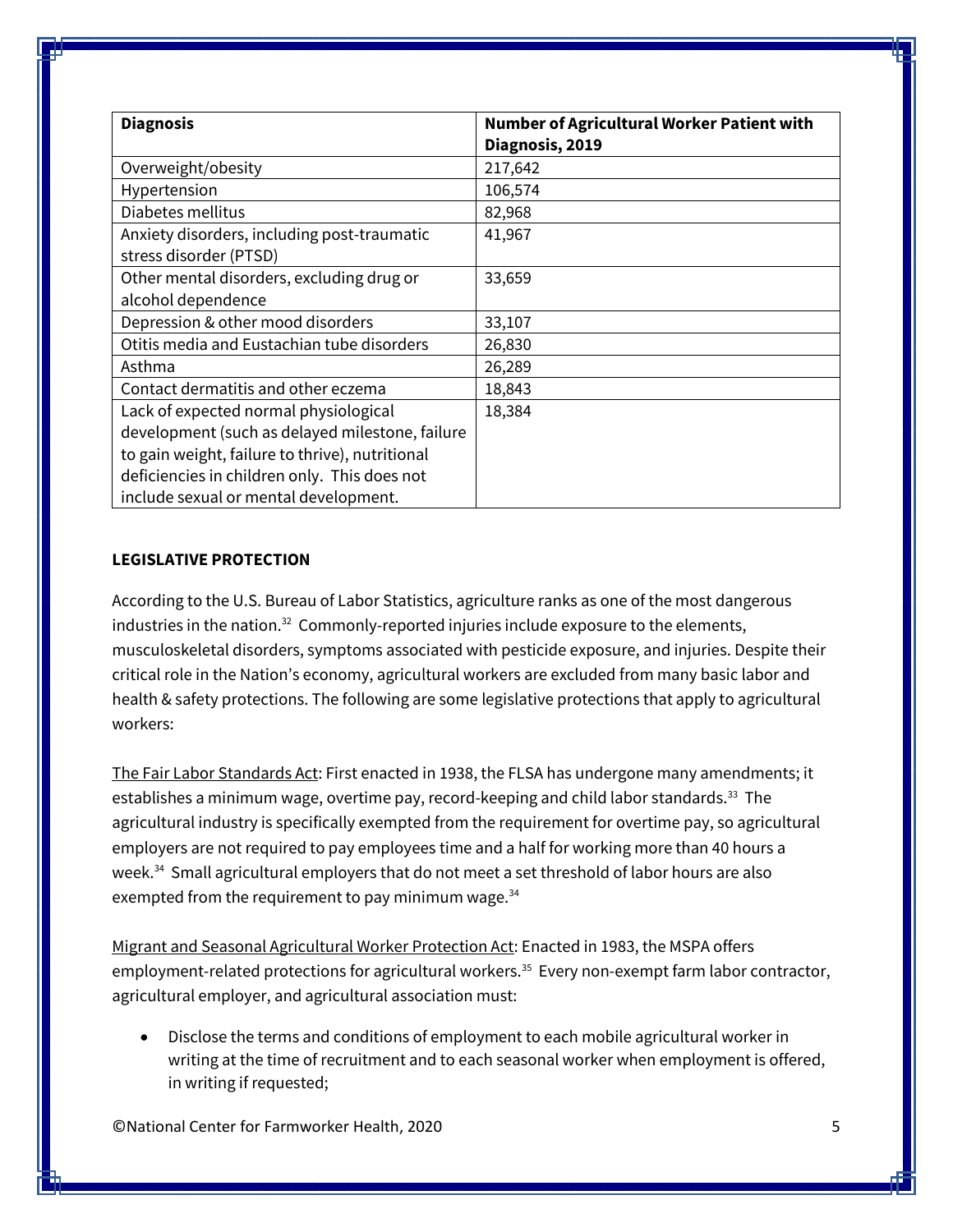| Diagnosis | Number of Agricultural Worker Patient with Diagnosis, 2019 |
|---|---|
| Overweight/obesity | 217,642 |
| Hypertension | 106,574 |
| Diabetes mellitus | 82,968 |
| Anxiety disorders, including post-traumatic stress disorder (PTSD) | 41,967 |
| Other mental disorders, excluding drug or alcohol dependence | 33,659 |
| Depression & other mood disorders | 33,107 |
| Otitis media and Eustachian tube disorders | 26,830 |
| Asthma | 26,289 |
| Contact dermatitis and other eczema | 18,843 |
| Lack of expected normal physiological development (such as delayed milestone, failure to gain weight, failure to thrive), nutritional deficiencies in children only. This does not include sexual or mental development. | 18,384 |

**LEGISLATIVE PROTECTION**

According to the U.S. Bureau of Labor Statistics, agriculture ranks as one of the most dangerous industries in the nation.[32] Commonly-reported injuries include exposure to the elements, musculoskeletal disorders, symptoms associated with pesticide exposure, and injuries. Despite their critical role in the Nation's economy, agricultural workers are excluded from many basic labor and health & safety protections. The following are some legislative protections that apply to agricultural workers:

The Fair Labor Standards Act: First enacted in 1938, the FLSA has undergone many amendments; it establishes a minimum wage, overtime pay, record-keeping and child labor standards.[33] The agricultural industry is specifically exempted from the requirement for overtime pay, so agricultural employers are not required to pay employees time and a half for working more than 40 hours a week.[34] Small agricultural employers that do not meet a set threshold of labor hours are also exempted from the requirement to pay minimum wage.[34]

Migrant and Seasonal Agricultural Worker Protection Act: Enacted in 1983, the MSPA offers employment-related protections for agricultural workers.[35] Every non-exempt farm labor contractor, agricultural employer, and agricultural association must:

- Disclose the terms and conditions of employment to each mobile agricultural worker in writing at the time of recruitment and to each seasonal worker when employment is offered, in writing if requested;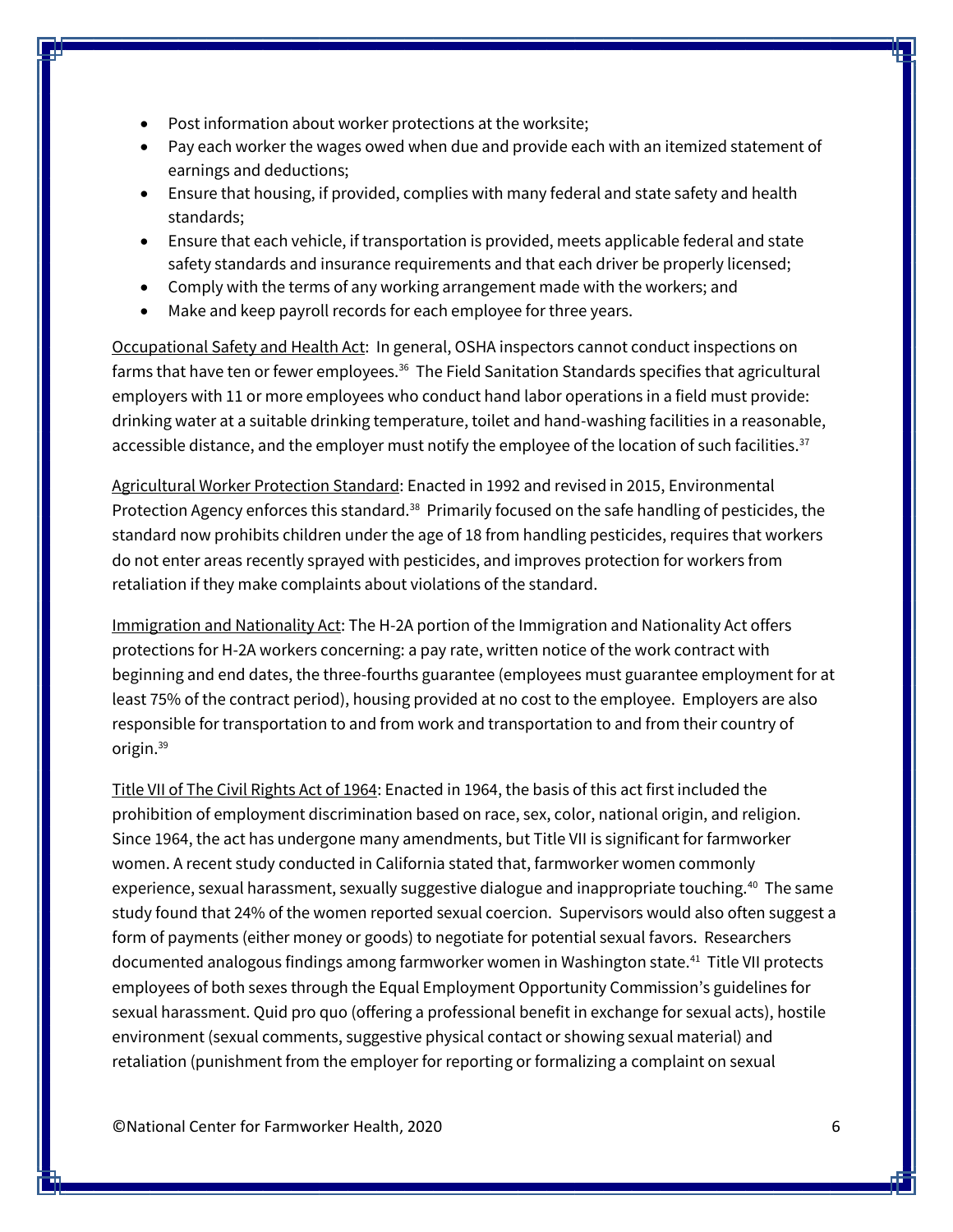- Post information about worker protections at the worksite;
- Pay each worker the wages owed when due and provide each with an itemized statement of earnings and deductions;
- Ensure that housing, if provided, complies with many federal and state safety and health standards;
- Ensure that each vehicle, if transportation is provided, meets applicable federal and state safety standards and insurance requirements and that each driver be properly licensed;
- Comply with the terms of any working arrangement made with the workers; and
- Make and keep payroll records for each employee for three years.

Occupational Safety and Health Act: In general, OSHA inspectors cannot conduct inspections on farms that have ten or fewer employees.[36] The Field Sanitation Standards specifies that agricultural employers with 11 or more employees who conduct hand labor operations in a field must provide: drinking water at a suitable drinking temperature, toilet and hand-washing facilities in a reasonable, accessible distance, and the employer must notify the employee of the location of such facilities.[37]

Agricultural Worker Protection Standard: Enacted in 1992 and revised in 2015, Environmental Protection Agency enforces this standard.[38] Primarily focused on the safe handling of pesticides, the standard now prohibits children under the age of 18 from handling pesticides, requires that workers do not enter areas recently sprayed with pesticides, and improves protection for workers from retaliation if they make complaints about violations of the standard.

Immigration and Nationality Act: The H-2A portion of the Immigration and Nationality Act offers protections for H-2A workers concerning: a pay rate, written notice of the work contract with beginning and end dates, the three-fourths guarantee (employees must guarantee employment for at least 75% of the contract period), housing provided at no cost to the employee. Employers are also responsible for transportation to and from work and transportation to and from their country of origin.[39]

Title VII of The Civil Rights Act of 1964: Enacted in 1964, the basis of this act first included the prohibition of employment discrimination based on race, sex, color, national origin, and religion. Since 1964, the act has undergone many amendments, but Title VII is significant for farmworker women. A recent study conducted in California stated that, farmworker women commonly experience, sexual harassment, sexually suggestive dialogue and inappropriate touching.[40] The same study found that 24% of the women reported sexual coercion. Supervisors would also often suggest a form of payments (either money or goods) to negotiate for potential sexual favors. Researchers documented analogous findings among farmworker women in Washington state.[41] Title VII protects employees of both sexes through the Equal Employment Opportunity Commission's guidelines for sexual harassment. Quid pro quo (offering a professional benefit in exchange for sexual acts), hostile environment (sexual comments, suggestive physical contact or showing sexual material) and retaliation (punishment from the employer for reporting or formalizing a complaint on sexual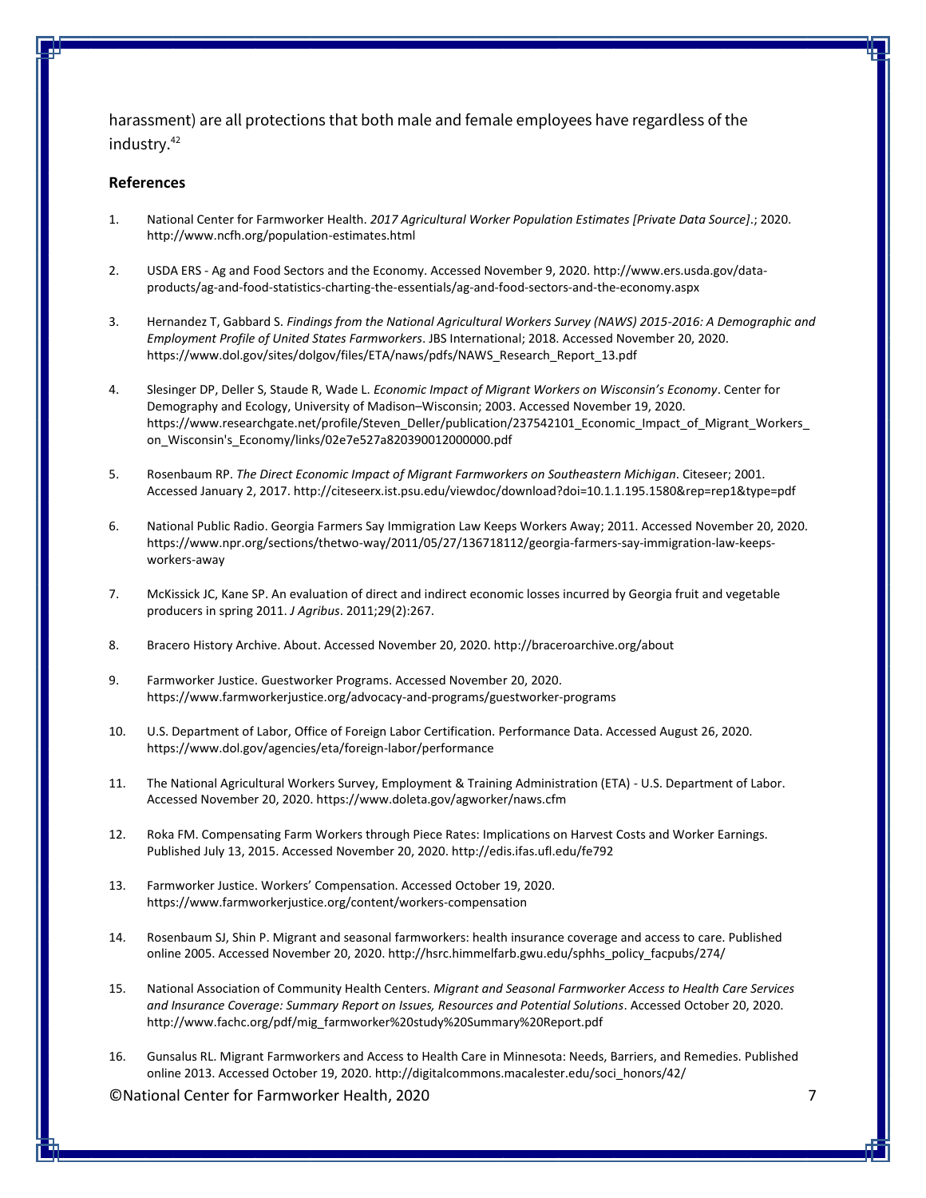harassment) are all protections that both male and female employees have regardless of the industry.[42]

### References

1. National Center for Farmworker Health. *2017 Agricultural Worker Population Estimates [Private Data Source]*.; 2020. http://www.ncfh.org/population-estimates.html

2. USDA ERS - Ag and Food Sectors and the Economy. Accessed November 9, 2020. http://www.ers.usda.gov/data-products/ag-and-food-statistics-charting-the-essentials/ag-and-food-sectors-and-the-economy.aspx

3. Hernandez T, Gabbard S. *Findings from the National Agricultural Workers Survey (NAWS) 2015-2016: A Demographic and Employment Profile of United States Farmworkers*. JBS International; 2018. Accessed November 20, 2020. https://www.dol.gov/sites/dolgov/files/ETA/naws/pdfs/NAWS_Research_Report_13.pdf

4. Slesinger DP, Deller S, Staude R, Wade L. *Economic Impact of Migrant Workers on Wisconsin's Economy*. Center for Demography and Ecology, University of Madison–Wisconsin; 2003. Accessed November 19, 2020. https://www.researchgate.net/profile/Steven_Deller/publication/237542101_Economic_Impact_of_Migrant_Workers_on_Wisconsin's_Economy/links/02e7e527a820390012000000.pdf

5. Rosenbaum RP. *The Direct Economic Impact of Migrant Farmworkers on Southeastern Michigan*. Citeseer; 2001. Accessed January 2, 2017. http://citeseerx.ist.psu.edu/viewdoc/download?doi=10.1.1.195.1580&rep=rep1&type=pdf

6. National Public Radio. Georgia Farmers Say Immigration Law Keeps Workers Away; 2011. Accessed November 20, 2020. https://www.npr.org/sections/thetwo-way/2011/05/27/136718112/georgia-farmers-say-immigration-law-keeps-workers-away

7. McKissick JC, Kane SP. An evaluation of direct and indirect economic losses incurred by Georgia fruit and vegetable producers in spring 2011. *J Agribus*. 2011;29(2):267.

8. Bracero History Archive. About. Accessed November 20, 2020. http://braceroarchive.org/about

9. Farmworker Justice. Guestworker Programs. Accessed November 20, 2020. https://www.farmworkerjustice.org/advocacy-and-programs/guestworker-programs

10. U.S. Department of Labor, Office of Foreign Labor Certification. Performance Data. Accessed August 26, 2020. https://www.dol.gov/agencies/eta/foreign-labor/performance

11. The National Agricultural Workers Survey, Employment & Training Administration (ETA) - U.S. Department of Labor. Accessed November 20, 2020. https://www.doleta.gov/agworker/naws.cfm

12. Roka FM. Compensating Farm Workers through Piece Rates: Implications on Harvest Costs and Worker Earnings. Published July 13, 2015. Accessed November 20, 2020. http://edis.ifas.ufl.edu/fe792

13. Farmworker Justice. Workers' Compensation. Accessed October 19, 2020. https://www.farmworkerjustice.org/content/workers-compensation

14. Rosenbaum SJ, Shin P. Migrant and seasonal farmworkers: health insurance coverage and access to care. Published online 2005. Accessed November 20, 2020. http://hsrc.himmelfarb.gwu.edu/sphhs_policy_facpubs/274/

15. National Association of Community Health Centers. *Migrant and Seasonal Farmworker Access to Health Care Services and Insurance Coverage: Summary Report on Issues, Resources and Potential Solutions*. Accessed October 20, 2020. http://www.fachc.org/pdf/mig_farmworker%20study%20Summary%20Report.pdf

16. Gunsalus RL. Migrant Farmworkers and Access to Health Care in Minnesota: Needs, Barriers, and Remedies. Published online 2013. Accessed October 19, 2020. http://digitalcommons.macalester.edu/soci_honors/42/

©National Center for Farmworker Health, 2020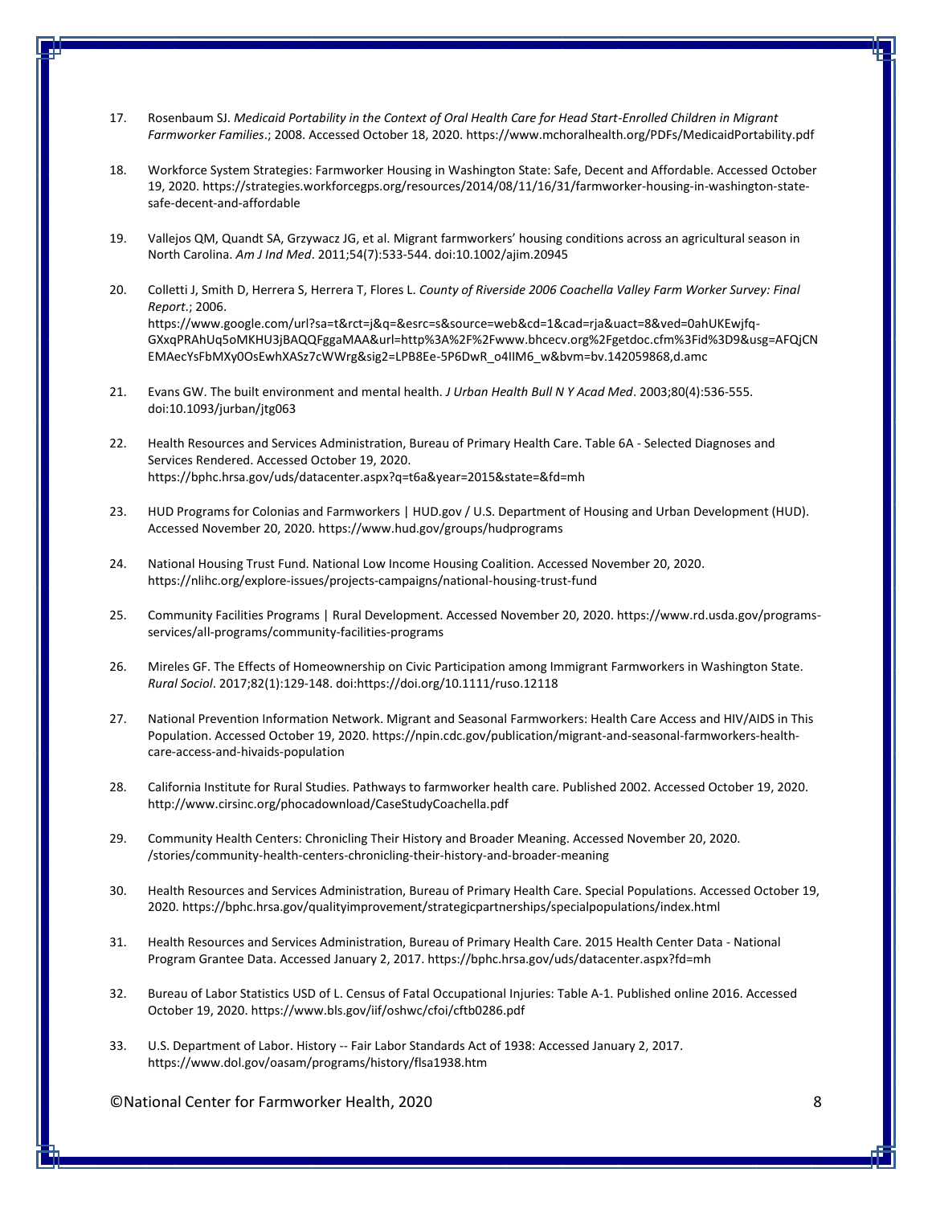17. Rosenbaum SJ. *Medicaid Portability in the Context of Oral Health Care for Head Start-Enrolled Children in Migrant Farmworker Families*.; 2008. Accessed October 18, 2020. https://www.mchoralhealth.org/PDFs/MedicaidPortability.pdf

18. Workforce System Strategies: Farmworker Housing in Washington State: Safe, Decent and Affordable. Accessed October 19, 2020. https://strategies.workforcegps.org/resources/2014/08/11/16/31/farmworker-housing-in-washington-state-safe-decent-and-affordable

19. Vallejos QM, Quandt SA, Grzywacz JG, et al. Migrant farmworkers' housing conditions across an agricultural season in North Carolina. *Am J Ind Med*. 2011;54(7):533-544. doi:10.1002/ajim.20945

20. Colletti J, Smith D, Herrera S, Herrera T, Flores L. *County of Riverside 2006 Coachella Valley Farm Worker Survey: Final Report*.; 2006. https://www.google.com/url?sa=t&rct=j&q=&esrc=s&source=web&cd=1&cad=rja&uact=8&ved=0ahUKEwjfq-GXxqPRAhUq5oMKHU3jBAQQFggaMAA&url=http%3A%2F%2Fwww.bhcecv.org%2Fgetdoc.cfm%3Fid%3D9&usg=AFQjCNEMAecYsFbMXy0OsEwhXASz7cWWrg&sig2=LPB8Ee-5P6DwR_o4IIM6_w&bvm=bv.142059868,d.amc

21. Evans GW. The built environment and mental health. *J Urban Health Bull N Y Acad Med*. 2003;80(4):536-555. doi:10.1093/jurban/jtg063

22. Health Resources and Services Administration, Bureau of Primary Health Care. Table 6A - Selected Diagnoses and Services Rendered. Accessed October 19, 2020. https://bphc.hrsa.gov/uds/datacenter.aspx?q=t6a&year=2015&state=&fd=mh

23. HUD Programs for Colonias and Farmworkers | HUD.gov / U.S. Department of Housing and Urban Development (HUD). Accessed November 20, 2020. https://www.hud.gov/groups/hudprograms

24. National Housing Trust Fund. National Low Income Housing Coalition. Accessed November 20, 2020. https://nlihc.org/explore-issues/projects-campaigns/national-housing-trust-fund

25. Community Facilities Programs | Rural Development. Accessed November 20, 2020. https://www.rd.usda.gov/programs-services/all-programs/community-facilities-programs

26. Mireles GF. The Effects of Homeownership on Civic Participation among Immigrant Farmworkers in Washington State. *Rural Sociol*. 2017;82(1):129-148. doi:https://doi.org/10.1111/ruso.12118

27. National Prevention Information Network. Migrant and Seasonal Farmworkers: Health Care Access and HIV/AIDS in This Population. Accessed October 19, 2020. https://npin.cdc.gov/publication/migrant-and-seasonal-farmworkers-health-care-access-and-hivaids-population

28. California Institute for Rural Studies. Pathways to farmworker health care. Published 2002. Accessed October 19, 2020. http://www.cirsinc.org/phocadownload/CaseStudyCoachella.pdf

29. Community Health Centers: Chronicling Their History and Broader Meaning. Accessed November 20, 2020. /stories/community-health-centers-chronicling-their-history-and-broader-meaning

30. Health Resources and Services Administration, Bureau of Primary Health Care. Special Populations. Accessed October 19, 2020. https://bphc.hrsa.gov/qualityimprovement/strategicpartnerships/specialpopulations/index.html

31. Health Resources and Services Administration, Bureau of Primary Health Care. 2015 Health Center Data - National Program Grantee Data. Accessed January 2, 2017. https://bphc.hrsa.gov/uds/datacenter.aspx?fd=mh

32. Bureau of Labor Statistics USD of L. Census of Fatal Occupational Injuries: Table A-1. Published online 2016. Accessed October 19, 2020. https://www.bls.gov/iif/oshwc/cfoi/cftb0286.pdf

33. U.S. Department of Labor. History -- Fair Labor Standards Act of 1938: Accessed January 2, 2017. https://www.dol.gov/oasam/programs/history/flsa1938.htm

©National Center for Farmworker Health, 2020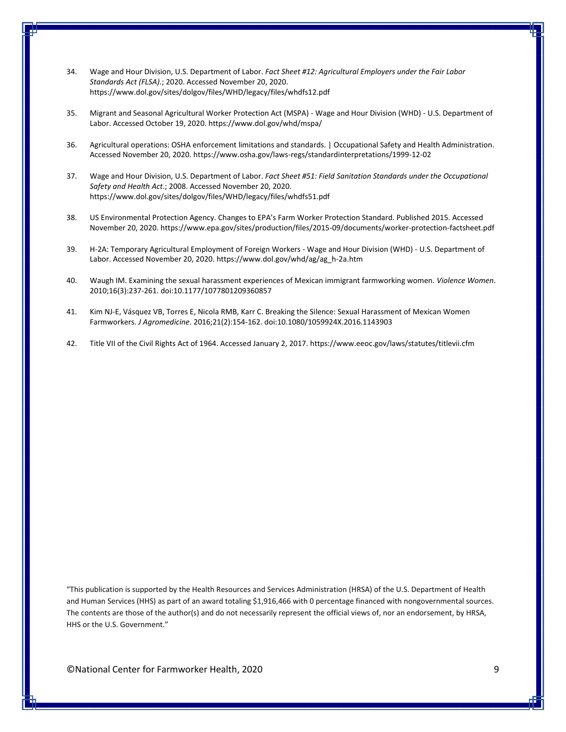34. Wage and Hour Division, U.S. Department of Labor. *Fact Sheet #12: Agricultural Employers under the Fair Labor Standards Act (FLSA)*.; 2020. Accessed November 20, 2020. https://www.dol.gov/sites/dolgov/files/WHD/legacy/files/whdfs12.pdf

35. Migrant and Seasonal Agricultural Worker Protection Act (MSPA) - Wage and Hour Division (WHD) - U.S. Department of Labor. Accessed October 19, 2020. https://www.dol.gov/whd/mspa/

36. Agricultural operations: OSHA enforcement limitations and standards. | Occupational Safety and Health Administration. Accessed November 20, 2020. https://www.osha.gov/laws-regs/standardinterpretations/1999-12-02

37. Wage and Hour Division, U.S. Department of Labor. *Fact Sheet #51: Field Sanitation Standards under the Occupational Safety and Health Act*.; 2008. Accessed November 20, 2020. https://www.dol.gov/sites/dolgov/files/WHD/legacy/files/whdfs51.pdf

38. US Environmental Protection Agency. Changes to EPA's Farm Worker Protection Standard. Published 2015. Accessed November 20, 2020. https://www.epa.gov/sites/production/files/2015-09/documents/worker-protection-factsheet.pdf

39. H-2A: Temporary Agricultural Employment of Foreign Workers - Wage and Hour Division (WHD) - U.S. Department of Labor. Accessed November 20, 2020. https://www.dol.gov/whd/ag/ag_h-2a.htm

40. Waugh IM. Examining the sexual harassment experiences of Mexican immigrant farmworking women. *Violence Women*. 2010;16(3):237-261. doi:10.1177/1077801209360857

41. Kim NJ-E, Vásquez VB, Torres E, Nicola RMB, Karr C. Breaking the Silence: Sexual Harassment of Mexican Women Farmworkers. *J Agromedicine*. 2016;21(2):154-162. doi:10.1080/1059924X.2016.1143903

42. Title VII of the Civil Rights Act of 1964. Accessed January 2, 2017. https://www.eeoc.gov/laws/statutes/titlevii.cfm

"This publication is supported by the Health Resources and Services Administration (HRSA) of the U.S. Department of Health and Human Services (HHS) as part of an award totaling $1,916,466 with 0 percentage financed with nongovernmental sources. The contents are those of the author(s) and do not necessarily represent the official views of, nor an endorsement, by HRSA, HHS or the U.S. Government."

©National Center for Farmworker Health, 2020